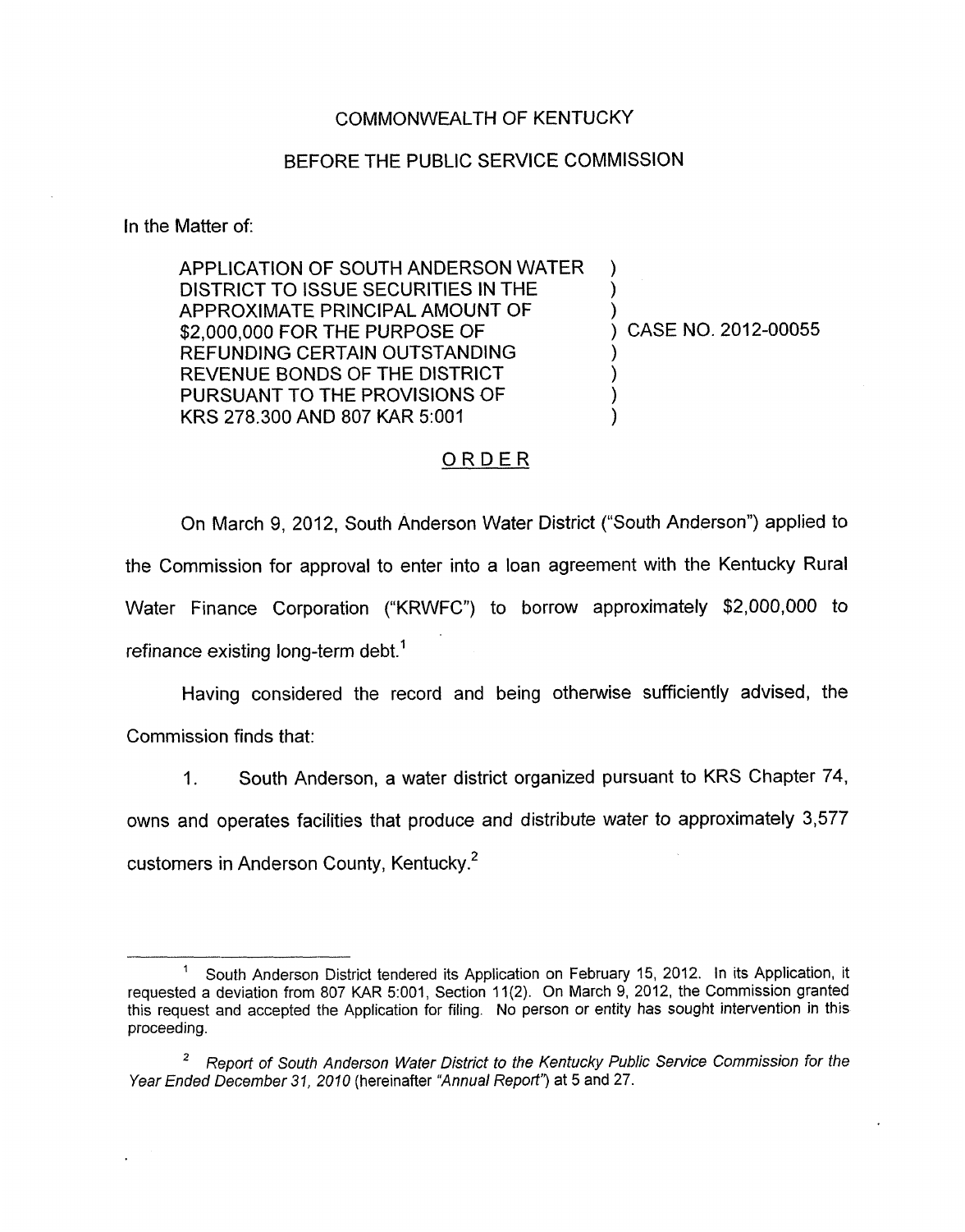COMMONWEALTH OF KENTUCKY

BEFORE THE PUBLIC SERVICE COMMISSION

In the Matter of:

| | |
|---|---|
| APPLICATION OF SOUTH ANDERSON WATER DISTRICT TO ISSUE SECURITIES IN THE APPROXIMATE PRINCIPAL AMOUNT OF $2,000,000 FOR THE PURPOSE OF REFUNDING CERTAIN OUTSTANDING REVENUE BONDS OF THE DISTRICT PURSUANT TO THE PROVISIONS OF KRS 278.300 AND 807 KAR 5:001 | ) CASE NO. 2012-00055 |

ORDER

On March 9, 2012, South Anderson Water District ("South Anderson") applied to the Commission for approval to enter into a loan agreement with the Kentucky Rural Water Finance Corporation ("KRWFC") to borrow approximately $2,000,000 to refinance existing long-term debt.[1]

Having considered the record and being otherwise sufficiently advised, the Commission finds that:

1. South Anderson, a water district organized pursuant to KRS Chapter 74, owns and operates facilities that produce and distribute water to approximately 3,577 customers in Anderson County, Kentucky.[2]

---

[1] South Anderson District tendered its Application on February 15, 2012. In its Application, it requested a deviation from 807 KAR 5:001, Section 11(2). On March 9, 2012, the Commission granted this request and accepted the Application for filing. No person or entity has sought intervention in this proceeding.

[2] *Report of South Anderson Water District to the Kentucky Public Service Commission for the Year Ended December 31, 2010* (hereinafter "*Annual Report*") at 5 and 27.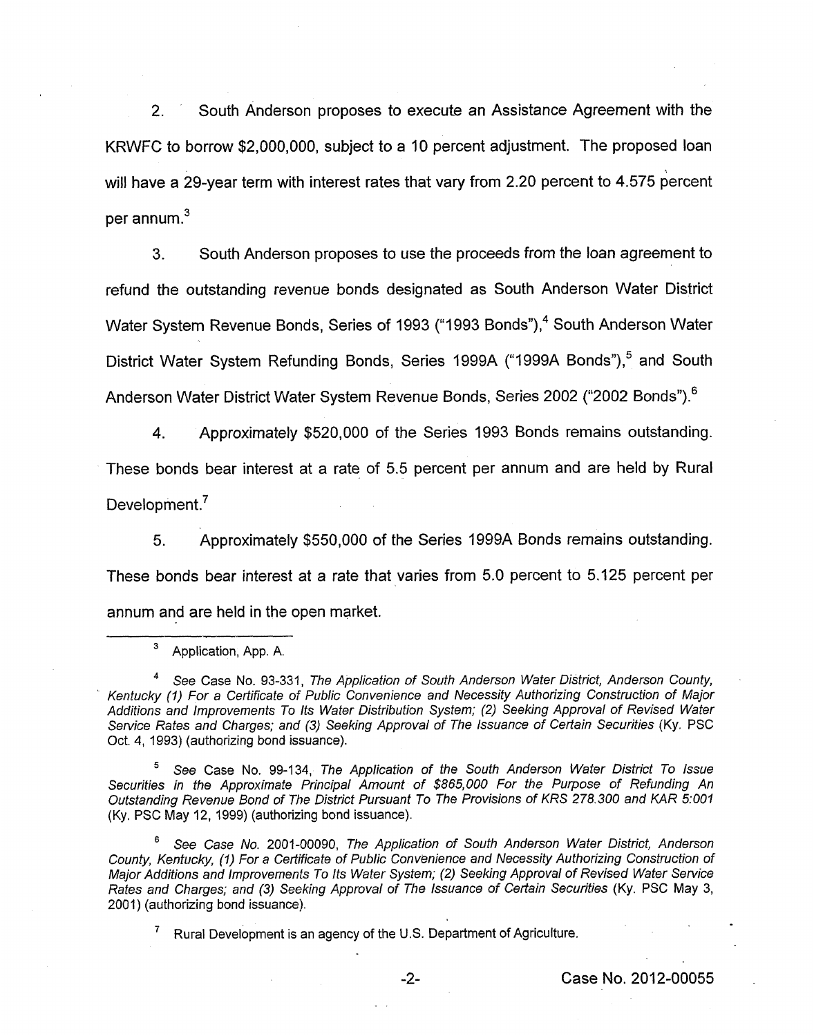2. South Anderson proposes to execute an Assistance Agreement with the KRWFC to borrow $2,000,000, subject to a 10 percent adjustment. The proposed loan will have a 29-year term with interest rates that vary from 2.20 percent to 4.575 percent per annum.[3]

3. South Anderson proposes to use the proceeds from the loan agreement to refund the outstanding revenue bonds designated as South Anderson Water District Water System Revenue Bonds, Series of 1993 ("1993 Bonds"),[4] South Anderson Water District Water System Refunding Bonds, Series 1999A ("1999A Bonds"),[5] and South Anderson Water District Water System Revenue Bonds, Series 2002 ("2002 Bonds").[6]

4. Approximately $520,000 of the Series 1993 Bonds remains outstanding. These bonds bear interest at a rate of 5.5 percent per annum and are held by Rural Development.[7]

5. Approximately $550,000 of the Series 1999A Bonds remains outstanding. These bonds bear interest at a rate that varies from 5.0 percent to 5.125 percent per annum and are held in the open market.

---

[3] Application, App. A.

[4] *See* Case No. 93-331, *The Application of South Anderson Water District, Anderson County, Kentucky (1) For a Certificate of Public Convenience and Necessity Authorizing Construction of Major Additions and Improvements To Its Water Distribution System; (2) Seeking Approval of Revised Water Service Rates and Charges; and (3) Seeking Approval of The Issuance of Certain Securities* (Ky. PSC Oct. 4, 1993) (authorizing bond issuance).

[5] *See* Case No. 99-134, *The Application of the South Anderson Water District To Issue Securities in the Approximate Principal Amount of $865,000 For the Purpose of Refunding An Outstanding Revenue Bond of The District Pursuant To The Provisions of KRS 278.300 and KAR 5:001* (Ky. PSC May 12, 1999) (authorizing bond issuance).

[6] *See Case No.* 2001-00090, *The Application of South Anderson Water District, Anderson County, Kentucky, (1) For a Certificate of Public Convenience and Necessity Authorizing Construction of Major Additions and Improvements To Its Water System; (2) Seeking Approval of Revised Water Service Rates and Charges; and (3) Seeking Approval of The Issuance of Certain Securities* (Ky. PSC May 3, 2001) (authorizing bond issuance).

[7] Rural Development is an agency of the U.S. Department of Agriculture.

Case No. 2012-00055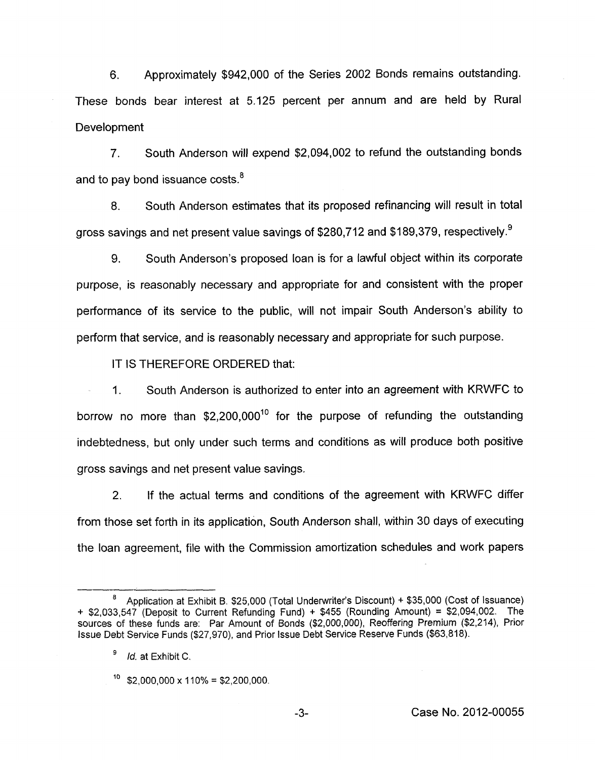6. Approximately $942,000 of the Series 2002 Bonds remains outstanding. These bonds bear interest at 5.125 percent per annum and are held by Rural Development

7. South Anderson will expend $2,094,002 to refund the outstanding bonds and to pay bond issuance costs.[8]

8. South Anderson estimates that its proposed refinancing will result in total gross savings and net present value savings of $280,712 and $189,379, respectively.[9]

9. South Anderson's proposed loan is for a lawful object within its corporate purpose, is reasonably necessary and appropriate for and consistent with the proper performance of its service to the public, will not impair South Anderson's ability to perform that service, and is reasonably necessary and appropriate for such purpose.

IT IS THEREFORE ORDERED that:

1. South Anderson is authorized to enter into an agreement with KRWFC to borrow no more than $2,200,000[10] for the purpose of refunding the outstanding indebtedness, but only under such terms and conditions as will produce both positive gross savings and net present value savings.

2. If the actual terms and conditions of the agreement with KRWFC differ from those set forth in its application, South Anderson shall, within 30 days of executing the loan agreement, file with the Commission amortization schedules and work papers

---

[8] Application at Exhibit B. $25,000 (Total Underwriter's Discount) + $35,000 (Cost of Issuance) + $2,033,547 (Deposit to Current Refunding Fund) + $455 (Rounding Amount) = $2,094,002. The sources of these funds are: Par Amount of Bonds ($2,000,000), Reoffering Premium ($2,214), Prior Issue Debt Service Funds ($27,970), and Prior Issue Debt Service Reserve Funds ($63,818).

[9] *Id.* at Exhibit C.

[10] $2,000,000 x 110% = $2,200,000.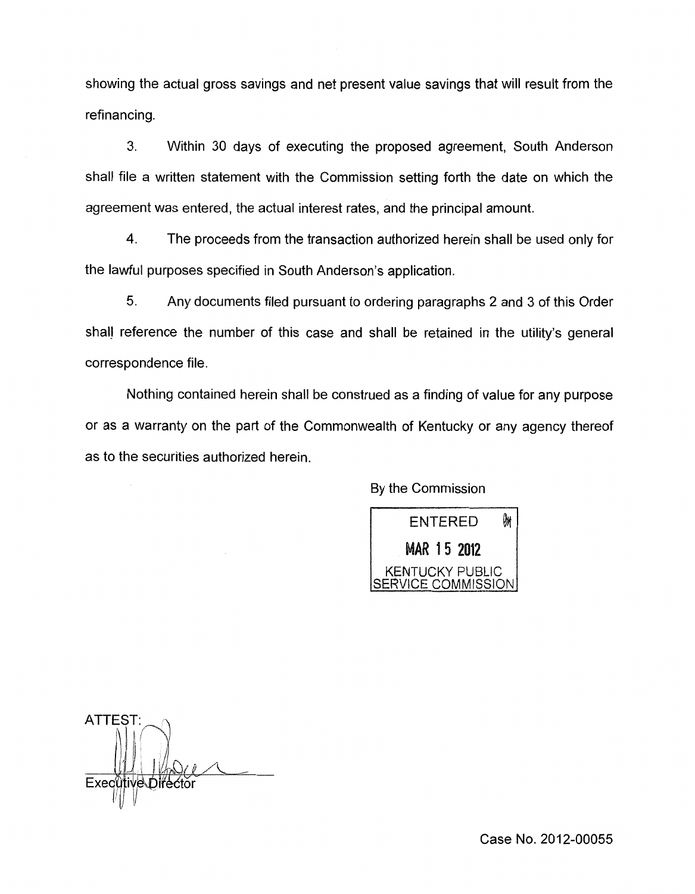showing the actual gross savings and net present value savings that will result from the refinancing.

3. Within 30 days of executing the proposed agreement, South Anderson shall file a written statement with the Commission setting forth the date on which the agreement was entered, the actual interest rates, and the principal amount.

4. The proceeds from the transaction authorized herein shall be used only for the lawful purposes specified in South Anderson's application.

5. Any documents filed pursuant to ordering paragraphs 2 and 3 of this Order shall reference the number of this case and shall be retained in the utility's general correspondence file.

Nothing contained herein shall be construed as a finding of value for any purpose or as a warranty on the part of the Commonwealth of Kentucky or any agency thereof as to the securities authorized herein.

By the Commission

ENTERED
MAR 15 2012
KENTUCKY PUBLIC SERVICE COMMISSION

ATTEST:

Executive Director

Case No. 2012-00055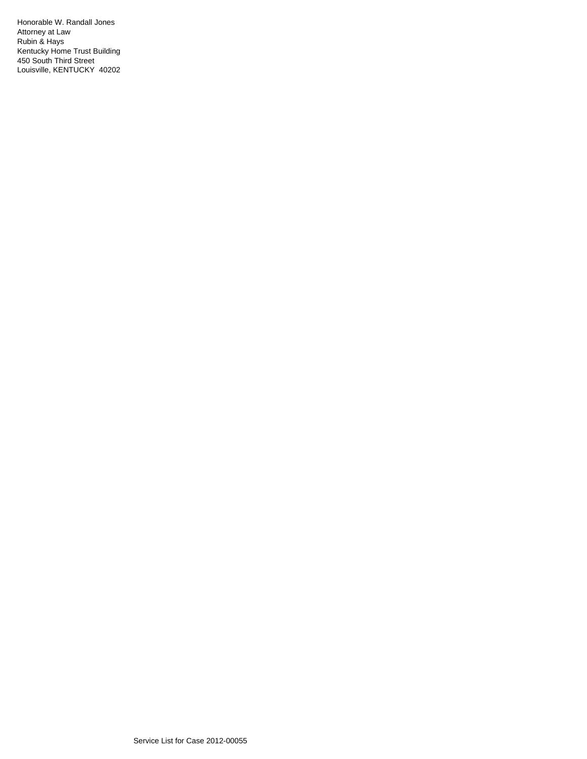Honorable W. Randall Jones
Attorney at Law
Rubin & Hays
Kentucky Home Trust Building
450 South Third Street
Louisville, KENTUCKY 40202

Service List for Case 2012-00055